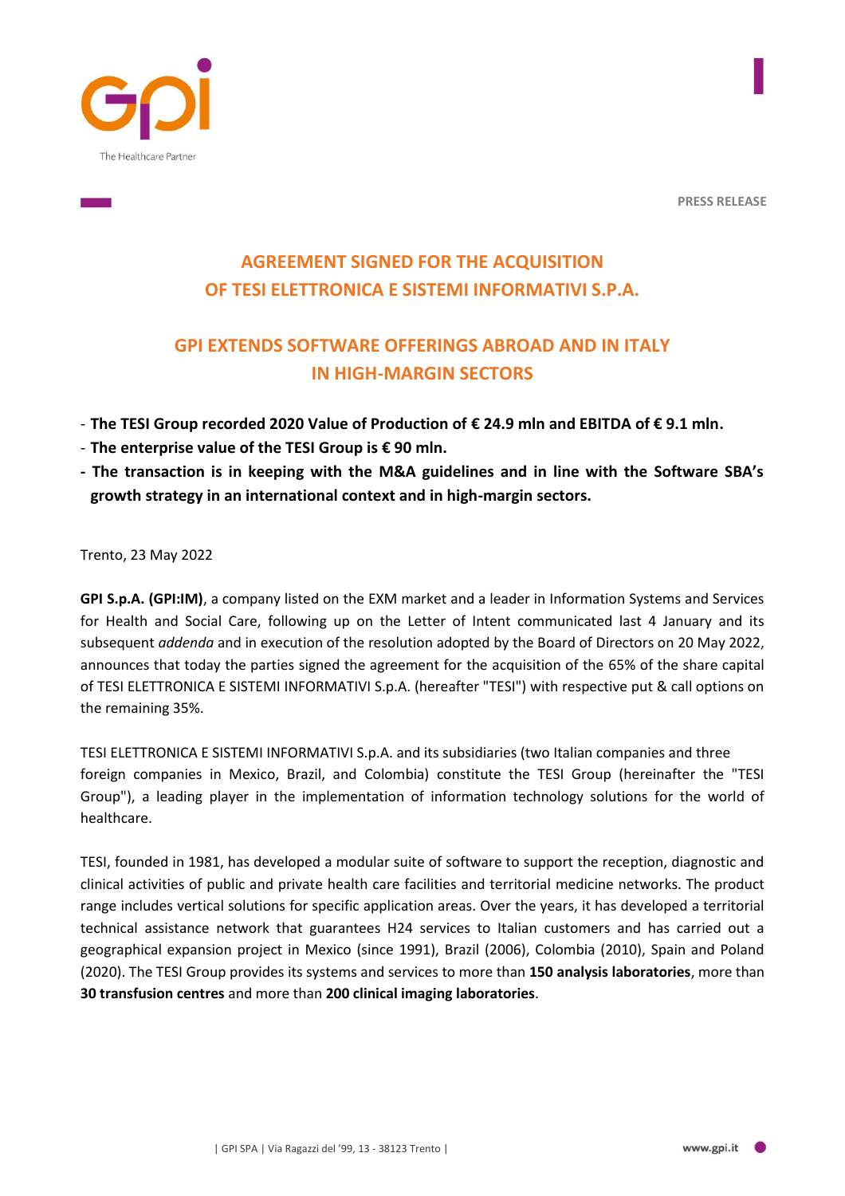PRESS RELEASE

# AGREEMENT SIGNED FOR THE ACQUISITION OF TESI ELETTRONICA E SISTEMI INFORMATIVI S.P.A.

## GPI EXTENDS SOFTWARE OFFERINGS ABROAD AND IN ITALY IN HIGH-MARGIN SECTORS

- **The TESI Group recorded 2020 Value of Production of € 24.9 mln and EBITDA of € 9.1 mln.**
- **The enterprise value of the TESI Group is € 90 mln.**
- **The transaction is in keeping with the M&A guidelines and in line with the Software SBA's growth strategy in an international context and in high-margin sectors.**

Trento, 23 May 2022

**GPI S.p.A. (GPI:IM)**, a company listed on the EXM market and a leader in Information Systems and Services for Health and Social Care, following up on the Letter of Intent communicated last 4 January and its subsequent *addenda* and in execution of the resolution adopted by the Board of Directors on 20 May 2022, announces that today the parties signed the agreement for the acquisition of the 65% of the share capital of TESI ELETTRONICA E SISTEMI INFORMATIVI S.p.A. (hereafter "TESI") with respective put & call options on the remaining 35%.

TESI ELETTRONICA E SISTEMI INFORMATIVI S.p.A. and its subsidiaries (two Italian companies and three foreign companies in Mexico, Brazil, and Colombia) constitute the TESI Group (hereinafter the "TESI Group"), a leading player in the implementation of information technology solutions for the world of healthcare.

TESI, founded in 1981, has developed a modular suite of software to support the reception, diagnostic and clinical activities of public and private health care facilities and territorial medicine networks. The product range includes vertical solutions for specific application areas. Over the years, it has developed a territorial technical assistance network that guarantees H24 services to Italian customers and has carried out a geographical expansion project in Mexico (since 1991), Brazil (2006), Colombia (2010), Spain and Poland (2020). The TESI Group provides its systems and services to more than **150 analysis laboratories**, more than **30 transfusion centres** and more than **200 clinical imaging laboratories**.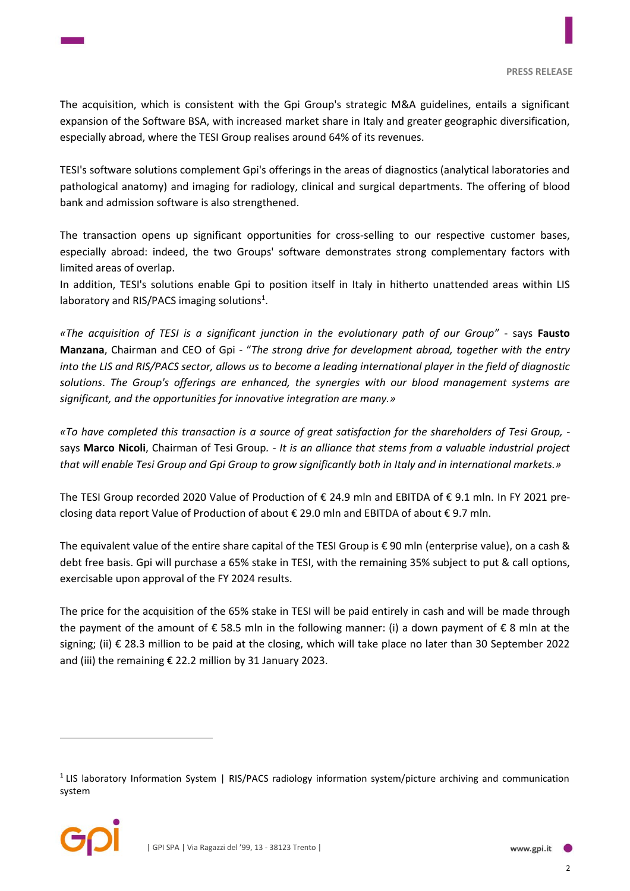The acquisition, which is consistent with the Gpi Group's strategic M&A guidelines, entails a significant expansion of the Software BSA, with increased market share in Italy and greater geographic diversification, especially abroad, where the TESI Group realises around 64% of its revenues.

TESI's software solutions complement Gpi's offerings in the areas of diagnostics (analytical laboratories and pathological anatomy) and imaging for radiology, clinical and surgical departments. The offering of blood bank and admission software is also strengthened.

The transaction opens up significant opportunities for cross-selling to our respective customer bases, especially abroad: indeed, the two Groups' software demonstrates strong complementary factors with limited areas of overlap.
In addition, TESI's solutions enable Gpi to position itself in Italy in hitherto unattended areas within LIS laboratory and RIS/PACS imaging solutions[1].

*«The acquisition of TESI is a significant junction in the evolutionary path of our Group"* - says **Fausto Manzana**, Chairman and CEO of Gpi - "*The strong drive for development abroad, together with the entry into the LIS and RIS/PACS sector, allows us to become a leading international player in the field of diagnostic solutions*. *The Group's offerings are enhanced, the synergies with our blood management systems are significant, and the opportunities for innovative integration are many.»*

*«To have completed this transaction is a source of great satisfaction for the shareholders of Tesi Group, -* says **Marco Nicoli**, Chairman of Tesi Group. *- It is an alliance that stems from a valuable industrial project that will enable Tesi Group and Gpi Group to grow significantly both in Italy and in international markets.»*

The TESI Group recorded 2020 Value of Production of € 24.9 mln and EBITDA of € 9.1 mln. In FY 2021 pre-closing data report Value of Production of about € 29.0 mln and EBITDA of about € 9.7 mln.

The equivalent value of the entire share capital of the TESI Group is € 90 mln (enterprise value), on a cash & debt free basis. Gpi will purchase a 65% stake in TESI, with the remaining 35% subject to put & call options, exercisable upon approval of the FY 2024 results.

The price for the acquisition of the 65% stake in TESI will be paid entirely in cash and will be made through the payment of the amount of € 58.5 mln in the following manner: (i) a down payment of € 8 mln at the signing; (ii) € 28.3 million to be paid at the closing, which will take place no later than 30 September 2022 and (iii) the remaining € 22.2 million by 31 January 2023.

---

[1] LIS laboratory Information System | RIS/PACS radiology information system/picture archiving and communication system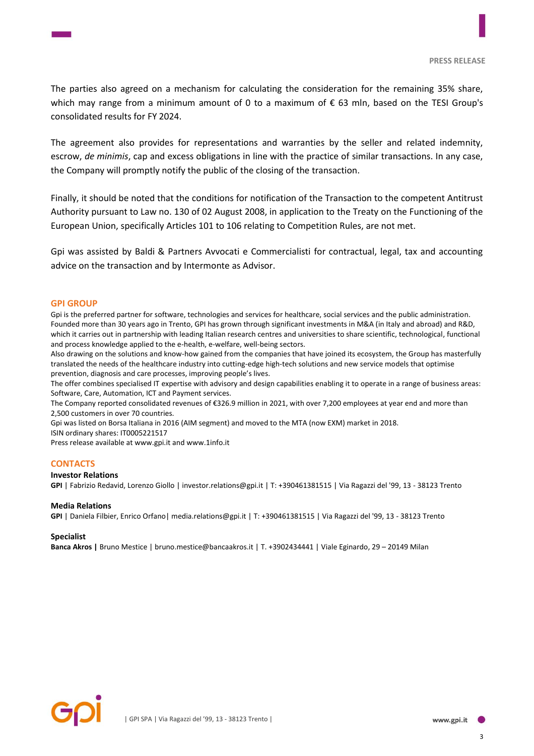The parties also agreed on a mechanism for calculating the consideration for the remaining 35% share, which may range from a minimum amount of 0 to a maximum of € 63 mln, based on the TESI Group's consolidated results for FY 2024.

The agreement also provides for representations and warranties by the seller and related indemnity, escrow, *de minimis*, cap and excess obligations in line with the practice of similar transactions. In any case, the Company will promptly notify the public of the closing of the transaction.

Finally, it should be noted that the conditions for notification of the Transaction to the competent Antitrust Authority pursuant to Law no. 130 of 02 August 2008, in application to the Treaty on the Functioning of the European Union, specifically Articles 101 to 106 relating to Competition Rules, are not met.

Gpi was assisted by Baldi & Partners Avvocati e Commercialisti for contractual, legal, tax and accounting advice on the transaction and by Intermonte as Advisor.

## GPI GROUP

Gpi is the preferred partner for software, technologies and services for healthcare, social services and the public administration. Founded more than 30 years ago in Trento, GPI has grown through significant investments in M&A (in Italy and abroad) and R&D, which it carries out in partnership with leading Italian research centres and universities to share scientific, technological, functional and process knowledge applied to the e-health, e-welfare, well-being sectors.
Also drawing on the solutions and know-how gained from the companies that have joined its ecosystem, the Group has masterfully translated the needs of the healthcare industry into cutting-edge high-tech solutions and new service models that optimise prevention, diagnosis and care processes, improving people's lives.
The offer combines specialised IT expertise with advisory and design capabilities enabling it to operate in a range of business areas: Software, Care, Automation, ICT and Payment services.
The Company reported consolidated revenues of €326.9 million in 2021, with over 7,200 employees at year end and more than 2,500 customers in over 70 countries.
Gpi was listed on Borsa Italiana in 2016 (AIM segment) and moved to the MTA (now EXM) market in 2018.
ISIN ordinary shares: IT0005221517
Press release available at www.gpi.it and www.1info.it

## CONTACTS

**Investor Relations**
**GPI** | Fabrizio Redavid, Lorenzo Giollo | investor.relations@gpi.it | T: +390461381515 | Via Ragazzi del '99, 13 - 38123 Trento

**Media Relations**
**GPI** | Daniela Filbier, Enrico Orfano| media.relations@gpi.it | T: +390461381515 | Via Ragazzi del '99, 13 - 38123 Trento

**Specialist**
**Banca Akros |** Bruno Mestice | bruno.mestice@bancaakros.it | T. +3902434441 | Viale Eginardo, 29 – 20149 Milan